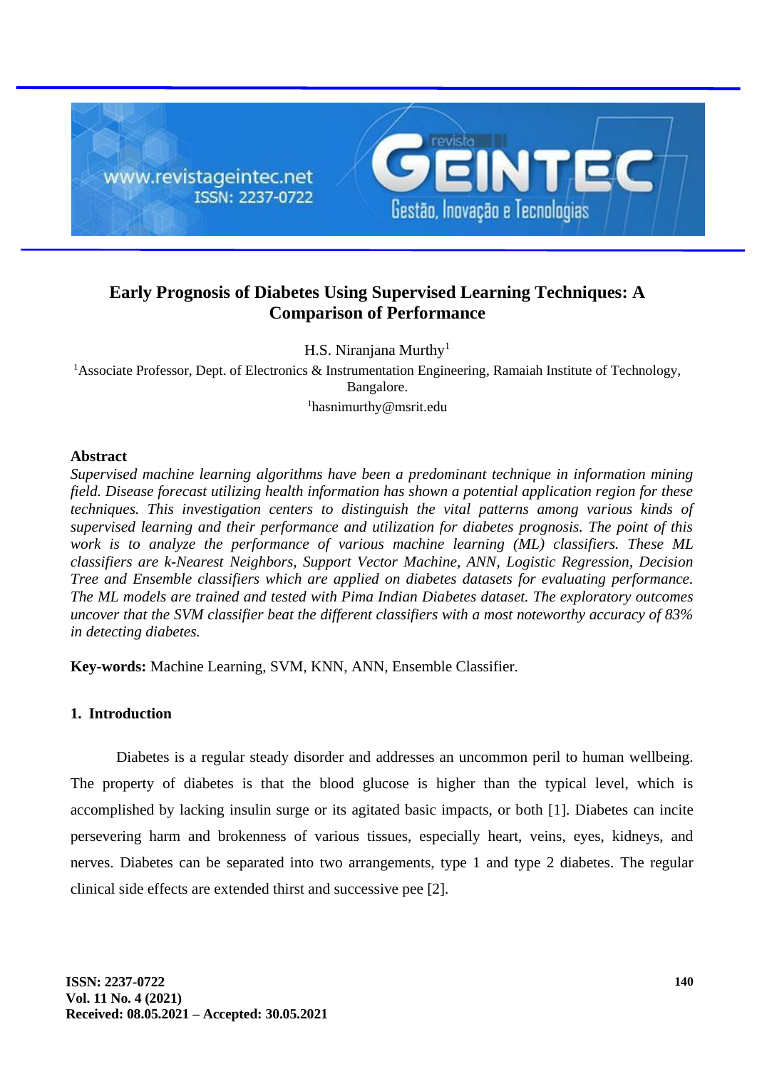# Early Prognosis of Diabetes Using Supervised Learning Techniques: A Comparison of Performance

H.S. Niranjana Murthy[1]

[1]Associate Professor, Dept. of Electronics & Instrumentation Engineering, Ramaiah Institute of Technology, Bangalore.

[1]hasnimurthy@msrit.edu

**Abstract**

*Supervised machine learning algorithms have been a predominant technique in information mining field. Disease forecast utilizing health information has shown a potential application region for these techniques. This investigation centers to distinguish the vital patterns among various kinds of supervised learning and their performance and utilization for diabetes prognosis. The point of this work is to analyze the performance of various machine learning (ML) classifiers. These ML classifiers are k-Nearest Neighbors, Support Vector Machine, ANN, Logistic Regression, Decision Tree and Ensemble classifiers which are applied on diabetes datasets for evaluating performance. The ML models are trained and tested with Pima Indian Diabetes dataset. The exploratory outcomes uncover that the SVM classifier beat the different classifiers with a most noteworthy accuracy of 83% in detecting diabetes.*

**Key-words:** Machine Learning, SVM, KNN, ANN, Ensemble Classifier.

## 1. Introduction

Diabetes is a regular steady disorder and addresses an uncommon peril to human wellbeing. The property of diabetes is that the blood glucose is higher than the typical level, which is accomplished by lacking insulin surge or its agitated basic impacts, or both [1]. Diabetes can incite persevering harm and brokenness of various tissues, especially heart, veins, eyes, kidneys, and nerves. Diabetes can be separated into two arrangements, type 1 and type 2 diabetes. The regular clinical side effects are extended thirst and successive pee [2].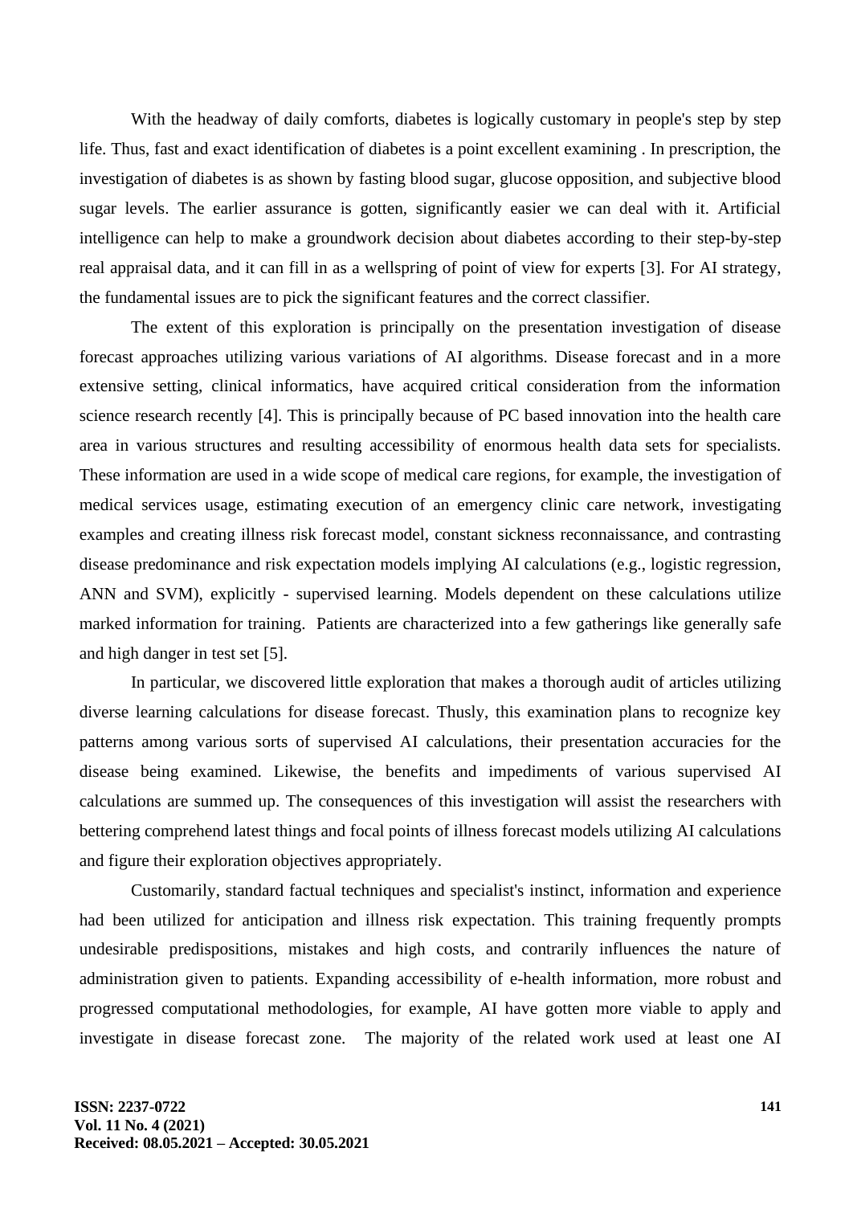With the headway of daily comforts, diabetes is logically customary in people's step by step life. Thus, fast and exact identification of diabetes is a point excellent examining . In prescription, the investigation of diabetes is as shown by fasting blood sugar, glucose opposition, and subjective blood sugar levels. The earlier assurance is gotten, significantly easier we can deal with it. Artificial intelligence can help to make a groundwork decision about diabetes according to their step-by-step real appraisal data, and it can fill in as a wellspring of point of view for experts [3]. For AI strategy, the fundamental issues are to pick the significant features and the correct classifier.

The extent of this exploration is principally on the presentation investigation of disease forecast approaches utilizing various variations of AI algorithms. Disease forecast and in a more extensive setting, clinical informatics, have acquired critical consideration from the information science research recently [4]. This is principally because of PC based innovation into the health care area in various structures and resulting accessibility of enormous health data sets for specialists. These information are used in a wide scope of medical care regions, for example, the investigation of medical services usage, estimating execution of an emergency clinic care network, investigating examples and creating illness risk forecast model, constant sickness reconnaissance, and contrasting disease predominance and risk expectation models implying AI calculations (e.g., logistic regression, ANN and SVM), explicitly - supervised learning. Models dependent on these calculations utilize marked information for training. Patients are characterized into a few gatherings like generally safe and high danger in test set [5].

In particular, we discovered little exploration that makes a thorough audit of articles utilizing diverse learning calculations for disease forecast. Thusly, this examination plans to recognize key patterns among various sorts of supervised AI calculations, their presentation accuracies for the disease being examined. Likewise, the benefits and impediments of various supervised AI calculations are summed up. The consequences of this investigation will assist the researchers with bettering comprehend latest things and focal points of illness forecast models utilizing AI calculations and figure their exploration objectives appropriately.

Customarily, standard factual techniques and specialist's instinct, information and experience had been utilized for anticipation and illness risk expectation. This training frequently prompts undesirable predispositions, mistakes and high costs, and contrarily influences the nature of administration given to patients. Expanding accessibility of e-health information, more robust and progressed computational methodologies, for example, AI have gotten more viable to apply and investigate in disease forecast zone. The majority of the related work used at least one AI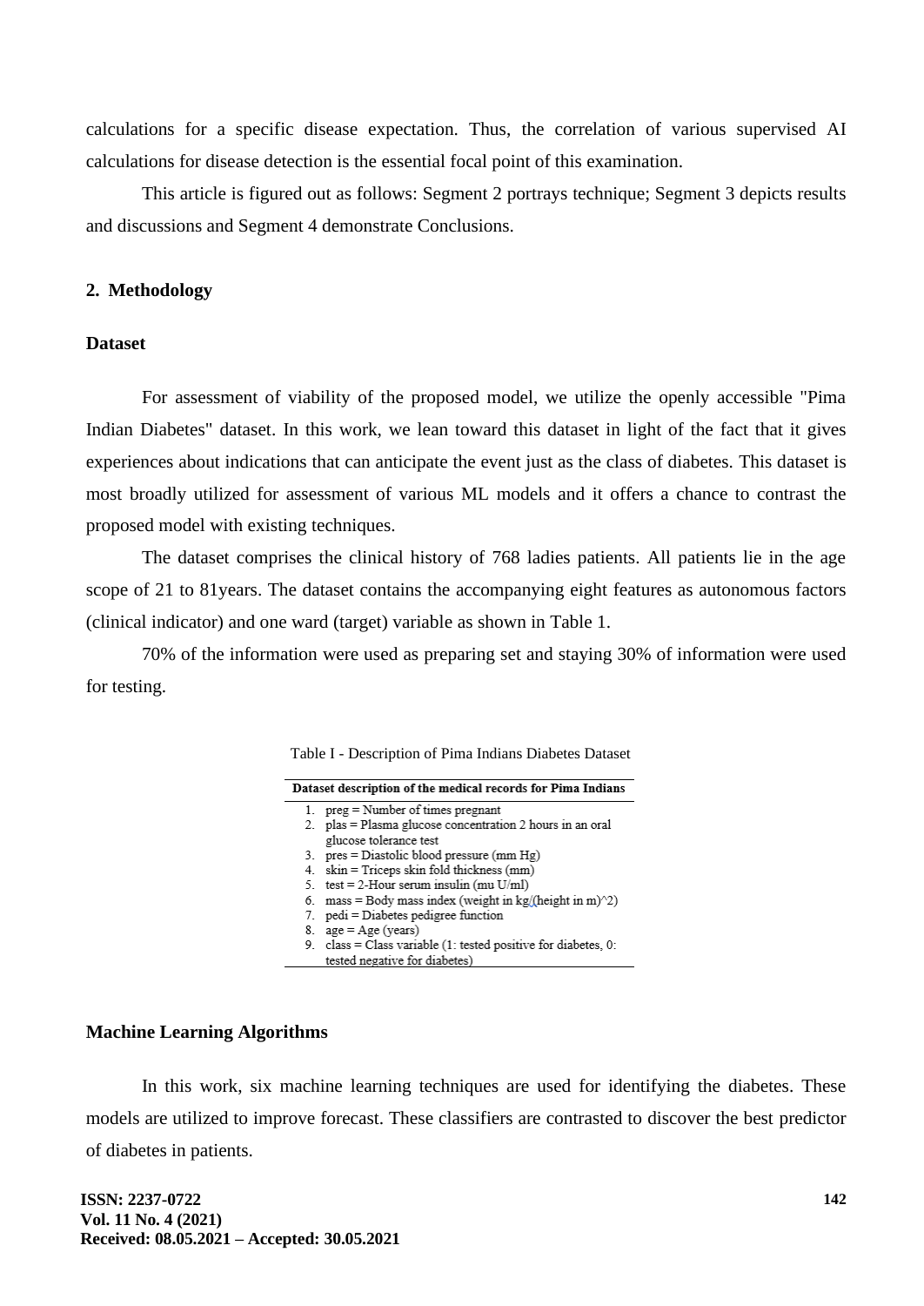calculations for a specific disease expectation. Thus, the correlation of various supervised AI calculations for disease detection is the essential focal point of this examination.

This article is figured out as follows: Segment 2 portrays technique; Segment 3 depicts results and discussions and Segment 4 demonstrate Conclusions.

## 2. Methodology

### Dataset

For assessment of viability of the proposed model, we utilize the openly accessible "Pima Indian Diabetes" dataset. In this work, we lean toward this dataset in light of the fact that it gives experiences about indications that can anticipate the event just as the class of diabetes. This dataset is most broadly utilized for assessment of various ML models and it offers a chance to contrast the proposed model with existing techniques.

The dataset comprises the clinical history of 768 ladies patients. All patients lie in the age scope of 21 to 81years. The dataset contains the accompanying eight features as autonomous factors (clinical indicator) and one ward (target) variable as shown in Table 1.

70% of the information were used as preparing set and staying 30% of information were used for testing.

Table I - Description of Pima Indians Diabetes Dataset

| Dataset description of the medical records for Pima Indians |
|---|
| 1. preg = Number of times pregnant |
| 2. plas = Plasma glucose concentration 2 hours in an oral glucose tolerance test |
| 3. pres = Diastolic blood pressure (mm Hg) |
| 4. skin = Triceps skin fold thickness (mm) |
| 5. test = 2-Hour serum insulin (mu U/ml) |
| 6. mass = Body mass index (weight in kg/(height in m)^2) |
| 7. pedi = Diabetes pedigree function |
| 8. age = Age (years) |
| 9. class = Class variable (1: tested positive for diabetes, 0: tested negative for diabetes) |

### Machine Learning Algorithms

In this work, six machine learning techniques are used for identifying the diabetes. These models are utilized to improve forecast. These classifiers are contrasted to discover the best predictor of diabetes in patients.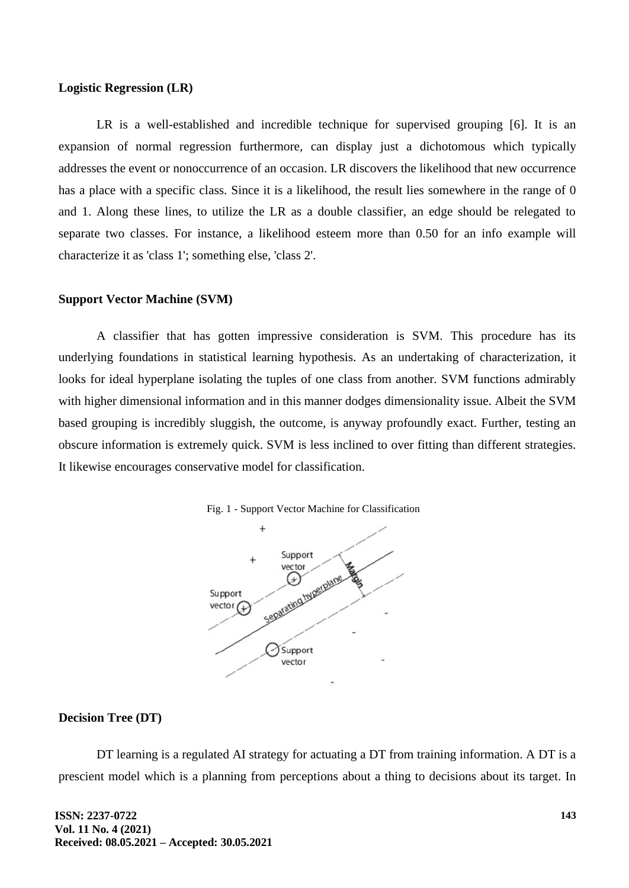**Logistic Regression (LR)**

LR is a well-established and incredible technique for supervised grouping [6]. It is an expansion of normal regression furthermore, can display just a dichotomous which typically addresses the event or nonoccurrence of an occasion. LR discovers the likelihood that new occurrence has a place with a specific class. Since it is a likelihood, the result lies somewhere in the range of 0 and 1. Along these lines, to utilize the LR as a double classifier, an edge should be relegated to separate two classes. For instance, a likelihood esteem more than 0.50 for an info example will characterize it as 'class 1'; something else, 'class 2'.

**Support Vector Machine (SVM)**

A classifier that has gotten impressive consideration is SVM. This procedure has its underlying foundations in statistical learning hypothesis. As an undertaking of characterization, it looks for ideal hyperplane isolating the tuples of one class from another. SVM functions admirably with higher dimensional information and in this manner dodges dimensionality issue. Albeit the SVM based grouping is incredibly sluggish, the outcome, is anyway profoundly exact. Further, testing an obscure information is extremely quick. SVM is less inclined to over fitting than different strategies. It likewise encourages conservative model for classification.

Fig. 1 - Support Vector Machine for Classification

Support vector

Support vector

Separating hyperplane

Margin

Support vector

**Decision Tree (DT)**

DT learning is a regulated AI strategy for actuating a DT from training information. A DT is a prescient model which is a planning from perceptions about a thing to decisions about its target. In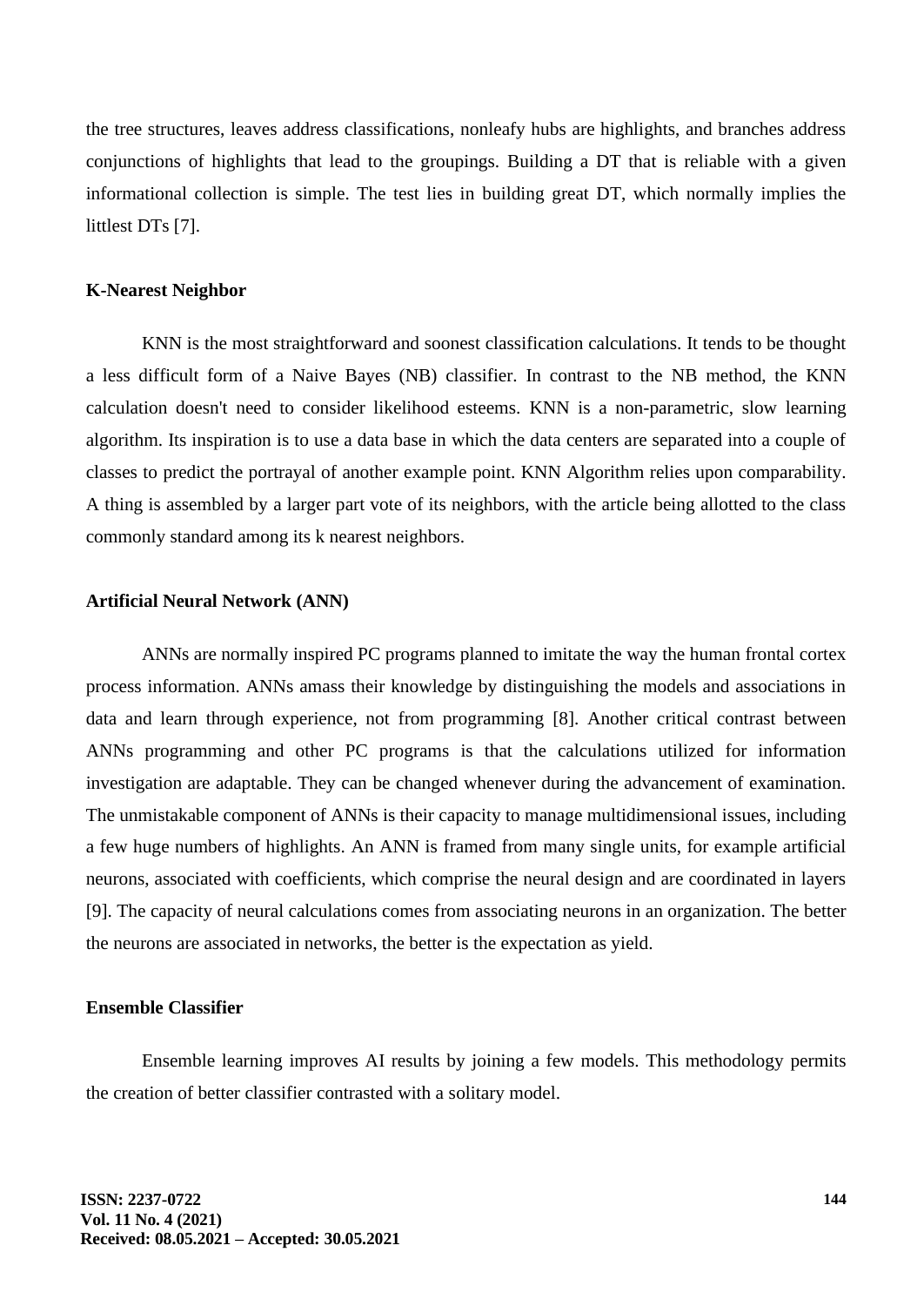the tree structures, leaves address classifications, nonleafy hubs are highlights, and branches address conjunctions of highlights that lead to the groupings. Building a DT that is reliable with a given informational collection is simple. The test lies in building great DT, which normally implies the littlest DTs [7].

### K-Nearest Neighbor

KNN is the most straightforward and soonest classification calculations. It tends to be thought a less difficult form of a Naive Bayes (NB) classifier. In contrast to the NB method, the KNN calculation doesn't need to consider likelihood esteems. KNN is a non-parametric, slow learning algorithm. Its inspiration is to use a data base in which the data centers are separated into a couple of classes to predict the portrayal of another example point. KNN Algorithm relies upon comparability. A thing is assembled by a larger part vote of its neighbors, with the article being allotted to the class commonly standard among its k nearest neighbors.

### Artificial Neural Network (ANN)

ANNs are normally inspired PC programs planned to imitate the way the human frontal cortex process information. ANNs amass their knowledge by distinguishing the models and associations in data and learn through experience, not from programming [8]. Another critical contrast between ANNs programming and other PC programs is that the calculations utilized for information investigation are adaptable. They can be changed whenever during the advancement of examination. The unmistakable component of ANNs is their capacity to manage multidimensional issues, including a few huge numbers of highlights. An ANN is framed from many single units, for example artificial neurons, associated with coefficients, which comprise the neural design and are coordinated in layers [9]. The capacity of neural calculations comes from associating neurons in an organization. The better the neurons are associated in networks, the better is the expectation as yield.

### Ensemble Classifier

Ensemble learning improves AI results by joining a few models. This methodology permits the creation of better classifier contrasted with a solitary model.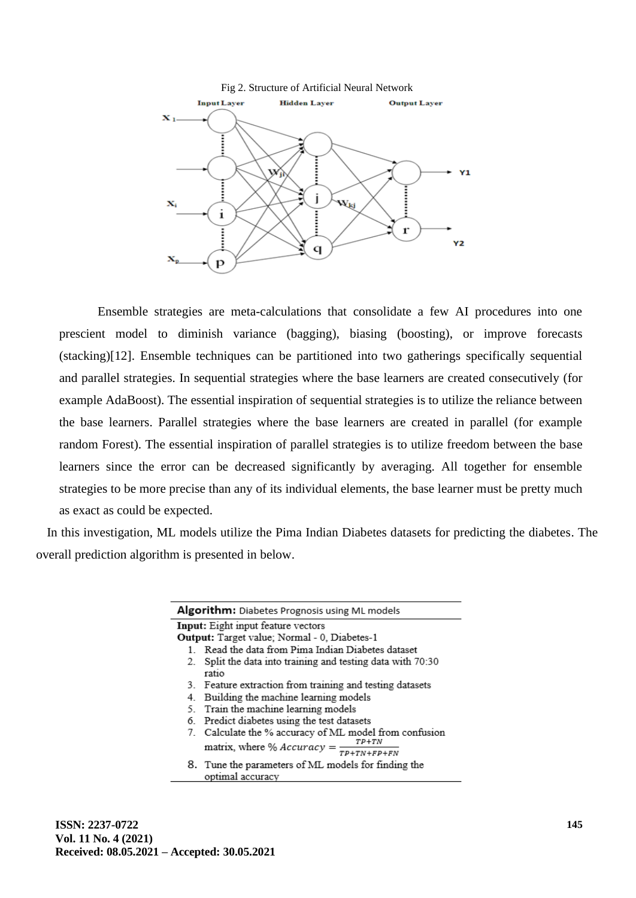Fig 2. Structure of Artificial Neural Network

Input Layer

Hidden Layer

Output Layer

$x_1$

$x_i$

$x_p$

i

p

j

q

r

$W_{ji}$

$W_{kj}$

Y1

Y2

Ensemble strategies are meta-calculations that consolidate a few AI procedures into one prescient model to diminish variance (bagging), biasing (boosting), or improve forecasts (stacking)[12]. Ensemble techniques can be partitioned into two gatherings specifically sequential and parallel strategies. In sequential strategies where the base learners are created consecutively (for example AdaBoost). The essential inspiration of sequential strategies is to utilize the reliance between the base learners. Parallel strategies where the base learners are created in parallel (for example random Forest). The essential inspiration of parallel strategies is to utilize freedom between the base learners since the error can be decreased significantly by averaging. All together for ensemble strategies to be more precise than any of its individual elements, the base learner must be pretty much as exact as could be expected.

In this investigation, ML models utilize the Pima Indian Diabetes datasets for predicting the diabetes. The overall prediction algorithm is presented in below.

**Algorithm:** Diabetes Prognosis using ML models

**Input:** Eight input feature vectors

**Output:** Target value; Normal - 0, Diabetes-1

1. Read the data from Pima Indian Diabetes dataset
2. Split the data into training and testing data with 70:30 ratio
3. Feature extraction from training and testing datasets
4. Building the machine learning models
5. Train the machine learning models
6. Predict diabetes using the test datasets
7. Calculate the % accuracy of ML model from confusion matrix, where $\% \, Accuracy = \frac{TP+TN}{TP+TN+FP+FN}$
8. Tune the parameters of ML models for finding the optimal accuracy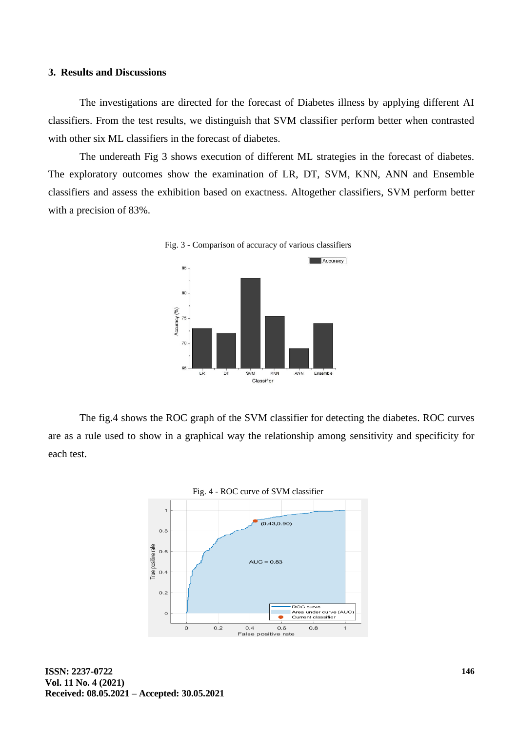### 3. Results and Discussions

The investigations are directed for the forecast of Diabetes illness by applying different AI classifiers. From the test results, we distinguish that SVM classifier perform better when contrasted with other six ML classifiers in the forecast of diabetes.

The undereath Fig 3 shows execution of different ML strategies in the forecast of diabetes. The exploratory outcomes show the examination of LR, DT, SVM, KNN, ANN and Ensemble classifiers and assess the exhibition based on exactness. Altogether classifiers, SVM perform better with a precision of 83%.

Fig. 3 - Comparison of accuracy of various classifiers

Accuracy
85
80
75
70
65
Accuracy (%)
LR
DT
SVM
KNN
ANN
Ensemble
Classifier

The fig.4 shows the ROC graph of the SVM classifier for detecting the diabetes. ROC curves are as a rule used to show in a graphical way the relationship among sensitivity and specificity for each test.

Fig. 4 - ROC curve of SVM classifier

1
0.8
0.6
0.4
0.2
0
True positive rate
(0.43,0.90)
AUC = 0.83
ROC curve
Area under curve (AUC)
Current classifier
0
0.2
0.4
0.6
0.8
1
False positive rate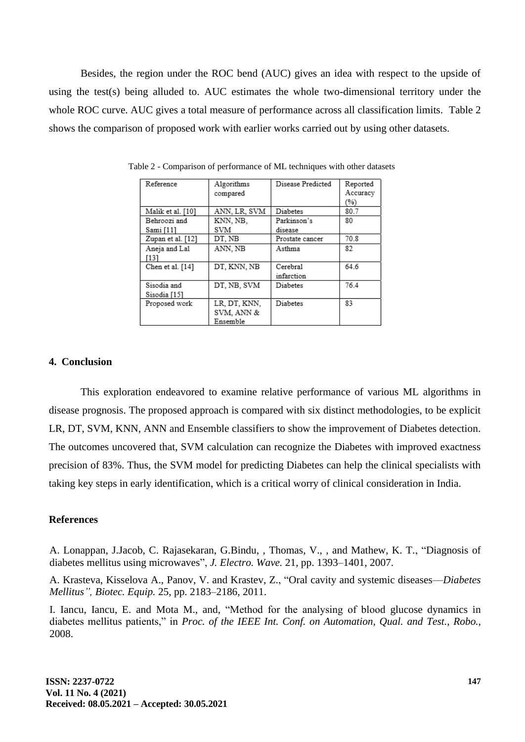Besides, the region under the ROC bend (AUC) gives an idea with respect to the upside of using the test(s) being alluded to. AUC estimates the whole two-dimensional territory under the whole ROC curve. AUC gives a total measure of performance across all classification limits. Table 2 shows the comparison of proposed work with earlier works carried out by using other datasets.

Table 2 - Comparison of performance of ML techniques with other datasets

| Reference | Algorithms compared | Disease Predicted | Reported Accuracy (%) |
|---|---|---|---|
| Malik et al. [10] | ANN, LR, SVM | Diabetes | 80.7 |
| Behroozi and Sami [11] | KNN, NB, SVM | Parkinson's disease | 80 |
| Zupan et al. [12] | DT, NB | Prostate cancer | 70.8 |
| Aneja and Lal [13] | ANN, NB | Asthma | 82 |
| Chen et al. [14] | DT, KNN, NB | Cerebral infarction | 64.6 |
| Sisodia and Sisodia [15] | DT, NB, SVM | Diabetes | 76.4 |
| Proposed work | LR, DT, KNN, SVM, ANN & Ensemble | Diabetes | 83 |

## 4. Conclusion

This exploration endeavored to examine relative performance of various ML algorithms in disease prognosis. The proposed approach is compared with six distinct methodologies, to be explicit LR, DT, SVM, KNN, ANN and Ensemble classifiers to show the improvement of Diabetes detection. The outcomes uncovered that, SVM calculation can recognize the Diabetes with improved exactness precision of 83%. Thus, the SVM model for predicting Diabetes can help the clinical specialists with taking key steps in early identification, which is a critical worry of clinical consideration in India.

## References

A. Lonappan, J.Jacob, C. Rajasekaran, G.Bindu, , Thomas, V., , and Mathew, K. T., "Diagnosis of diabetes mellitus using microwaves", *J. Electro. Wave.* 21, pp. 1393–1401, 2007.

A. Krasteva, Kisselova A., Panov, V. and Krastev, Z., "Oral cavity and systemic diseases—*Diabetes Mellitus", Biotec. Equip.* 25, pp. 2183–2186, 2011.

I. Iancu, Iancu, E. and Mota M., and, "Method for the analysing of blood glucose dynamics in diabetes mellitus patients," in *Proc. of the IEEE Int. Conf. on Automation, Qual. and Test., Robo.,* 2008.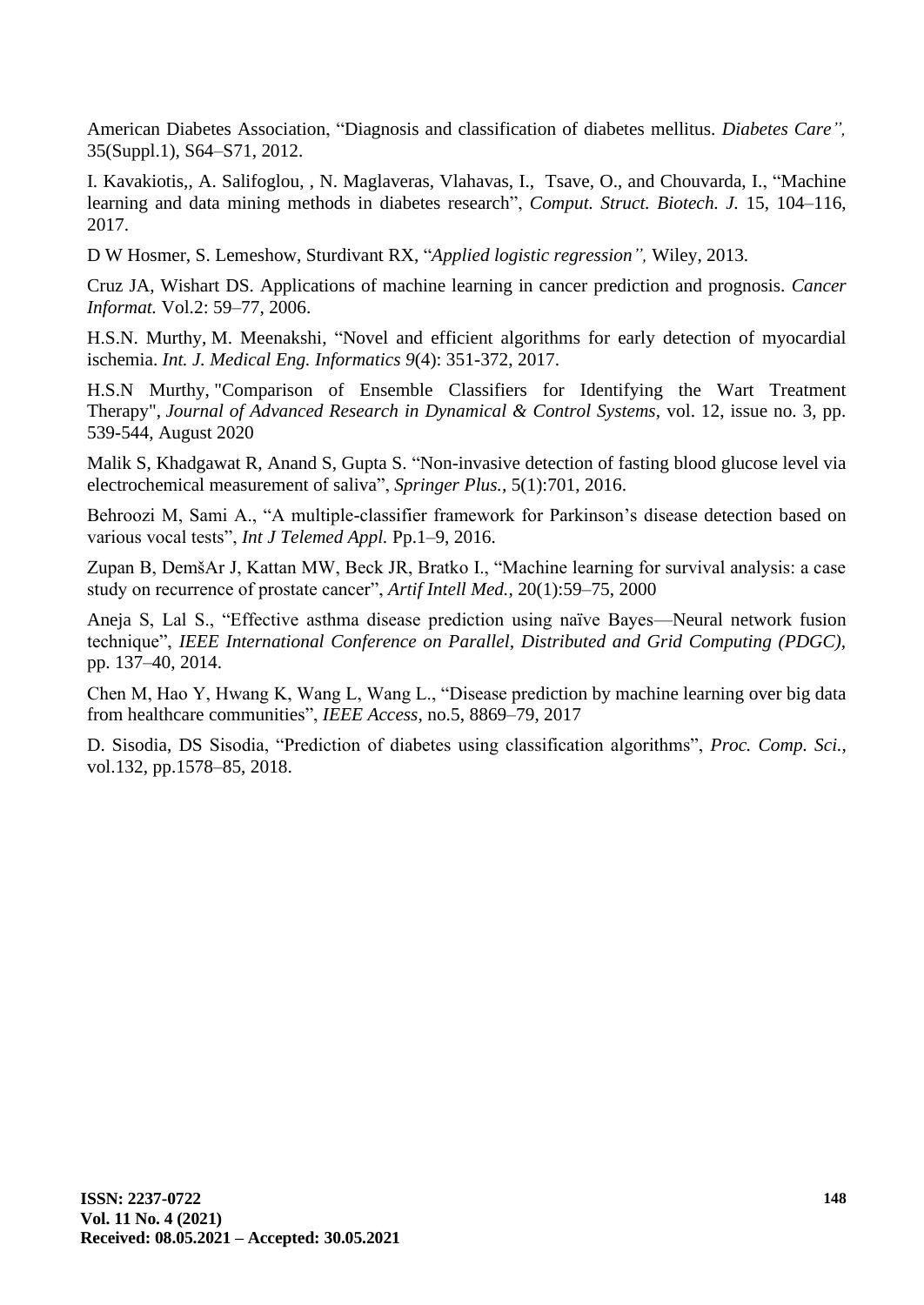American Diabetes Association, "Diagnosis and classification of diabetes mellitus. *Diabetes Care",* 35(Suppl.1), S64–S71, 2012.

I. Kavakiotis,, A. Salifoglou, , N. Maglaveras, Vlahavas, I., Tsave, O., and Chouvarda, I., "Machine learning and data mining methods in diabetes research", *Comput. Struct. Biotech. J.* 15, 104–116, 2017.

D W Hosmer, S. Lemeshow, Sturdivant RX, "*Applied logistic regression",* Wiley, 2013.

Cruz JA, Wishart DS. Applications of machine learning in cancer prediction and prognosis. *Cancer Informat.* Vol.2: 59–77, 2006.

H.S.N. Murthy, M. Meenakshi, "Novel and efficient algorithms for early detection of myocardial ischemia. *Int. J. Medical Eng. Informatics 9*(4): 351-372, 2017.

H.S.N Murthy, "Comparison of Ensemble Classifiers for Identifying the Wart Treatment Therapy", *Journal of Advanced Research in Dynamical & Control Systems,* vol. 12, issue no. 3, pp. 539-544, August 2020

Malik S, Khadgawat R, Anand S, Gupta S. "Non-invasive detection of fasting blood glucose level via electrochemical measurement of saliva", *Springer Plus.,* 5(1):701, 2016.

Behroozi M, Sami A., "A multiple-classifier framework for Parkinson's disease detection based on various vocal tests", *Int J Telemed Appl.* Pp.1–9, 2016.

Zupan B, DemšAr J, Kattan MW, Beck JR, Bratko I., "Machine learning for survival analysis: a case study on recurrence of prostate cancer", *Artif Intell Med.,* 20(1):59–75, 2000

Aneja S, Lal S., "Effective asthma disease prediction using naïve Bayes—Neural network fusion technique", *IEEE International Conference on Parallel, Distributed and Grid Computing (PDGC),* pp. 137–40, 2014.

Chen M, Hao Y, Hwang K, Wang L, Wang L., "Disease prediction by machine learning over big data from healthcare communities", *IEEE Access,* no.5, 8869–79, 2017

D. Sisodia, DS Sisodia, "Prediction of diabetes using classification algorithms", *Proc. Comp. Sci.,* vol.132, pp.1578–85, 2018.